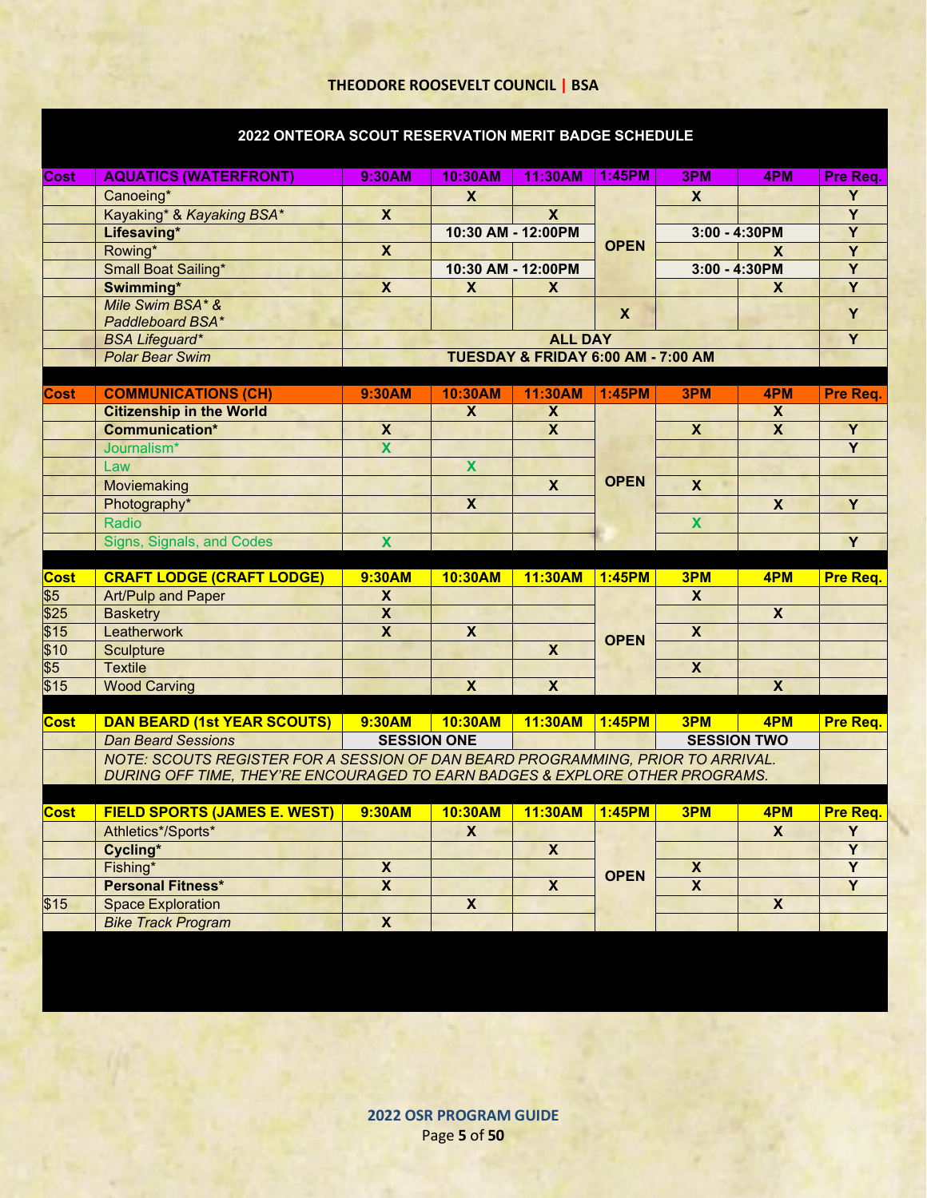## THEODORE ROOSEVELT COUNCIL | BSA

### 2022 ONTEORA SCOUT RESERVATION MERIT BADGE SCHEDULE

| Cost | AQUATICS (WATERFRONT) | 9:30AM | 10:30AM | 11:30AM | 1:45PM | 3PM | 4PM | Pre Req. |
|---|---|---|---|---|---|---|---|---|
| | Canoeing* | | X | | OPEN | X | | Y |
| | Kayaking* & *Kayaking BSA** | X | | X | | | | Y |
| | **Lifesaving*** | | 10:30 AM - 12:00PM | | | 3:00 - 4:30PM | | Y |
| | Rowing* | X | | | | | X | Y |
| | Small Boat Sailing* | | 10:30 AM - 12:00PM | | | 3:00 - 4:30PM | | Y |
| | **Swimming*** | X | X | X | | | X | Y |
| | *Mile Swim BSA* & Paddleboard BSA** | | | | X | | | Y |
| | *BSA Lifeguard** | ALL DAY | | | | | | Y |
| | *Polar Bear Swim* | TUESDAY & FRIDAY 6:00 AM - 7:00 AM | | | | | | |

| Cost | COMMUNICATIONS (CH) | 9:30AM | 10:30AM | 11:30AM | 1:45PM | 3PM | 4PM | Pre Req. |
|---|---|---|---|---|---|---|---|---|
| | **Citizenship in the World** | | X | X | OPEN | | X | |
| | **Communication*** | X | | X | | X | X | Y |
| | Journalism* | X | | | | | | Y |
| | Law | | X | | | | | |
| | Moviemaking | | | X | | X | | |
| | Photography* | | X | | | | X | Y |
| | Radio | | | | | X | | |
| | Signs, Signals, and Codes | X | | | | | | Y |

| Cost | CRAFT LODGE (CRAFT LODGE) | 9:30AM | 10:30AM | 11:30AM | 1:45PM | 3PM | 4PM | Pre Req. |
|---|---|---|---|---|---|---|---|---|
| $5 | Art/Pulp and Paper | X | | | OPEN | X | | |
| $25 | Basketry | X | | | | | X | |
| $15 | Leatherwork | X | X | | | X | | |
| $10 | Sculpture | | | X | | | | |
| $5 | Textile | | | | | X | | |
| $15 | Wood Carving | | X | X | | | X | |

| Cost | DAN BEARD (1st YEAR SCOUTS) | 9:30AM | 10:30AM | 11:30AM | 1:45PM | 3PM | 4PM | Pre Req. |
|---|---|---|---|---|---|---|---|---|
| | *Dan Beard Sessions* | SESSION ONE | | | | SESSION TWO | | |
| | *NOTE: SCOUTS REGISTER FOR A SESSION OF DAN BEARD PROGRAMMING, PRIOR TO ARRIVAL. DURING OFF TIME, THEY'RE ENCOURAGED TO EARN BADGES & EXPLORE OTHER PROGRAMS.* | | | | | | | |

| Cost | FIELD SPORTS (JAMES E. WEST) | 9:30AM | 10:30AM | 11:30AM | 1:45PM | 3PM | 4PM | Pre Req. |
|---|---|---|---|---|---|---|---|---|
| | Athletics*/Sports* | | X | | OPEN | | X | Y |
| | **Cycling*** | | | X | | | | Y |
| | Fishing* | X | | | | X | | Y |
| | **Personal Fitness*** | X | | X | | X | | Y |
| $15 | Space Exploration | | X | | | | X | |
| | *Bike Track Program* | X | | | | | | |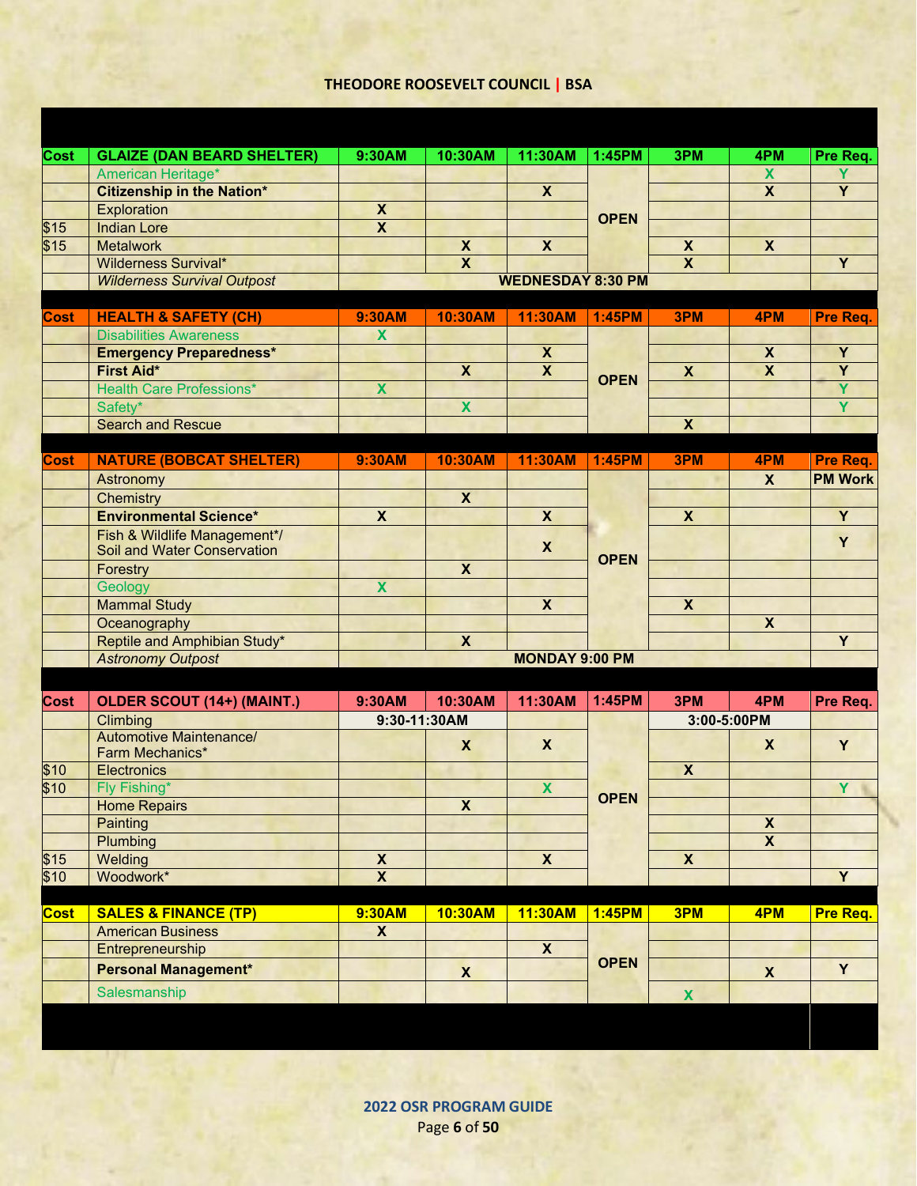| Cost | GLAIZE (DAN BEARD SHELTER) | 9:30AM | 10:30AM | 11:30AM | 1:45PM | 3PM | 4PM | Pre Req. |
|---|---|---|---|---|---|---|---|---|
| | American Heritage* | | | | OPEN | | X | Y |
| | **Citizenship in the Nation*** | | | X | | | X | Y |
| | Exploration | X | | | | | | |
| $15 | Indian Lore | X | | | | | | |
| $15 | Metalwork | | X | X | | X | X | |
| | Wilderness Survival* | | X | | | X | | Y |
| | *Wilderness Survival Outpost* | WEDNESDAY 8:30 PM | | | | | | |

| Cost | HEALTH & SAFETY (CH) | 9:30AM | 10:30AM | 11:30AM | 1:45PM | 3PM | 4PM | Pre Req. |
|---|---|---|---|---|---|---|---|---|
| | Disabilities Awareness | X | | | OPEN | | | |
| | **Emergency Preparedness*** | | | X | | | X | Y |
| | **First Aid*** | | X | X | | X | X | Y |
| | Health Care Professions* | X | | | | | | Y |
| | Safety* | | X | | | | | Y |
| | Search and Rescue | | | | | X | | |

| Cost | NATURE (BOBCAT SHELTER) | 9:30AM | 10:30AM | 11:30AM | 1:45PM | 3PM | 4PM | Pre Req. |
|---|---|---|---|---|---|---|---|---|
| | Astronomy | | | | OPEN | | X | PM Work |
| | Chemistry | | X | | | | | |
| | **Environmental Science*** | X | | X | | X | | Y |
| | Fish & Wildlife Management*/ Soil and Water Conservation | | | X | | | | Y |
| | Forestry | | X | | | | | |
| | Geology | X | | | | | | |
| | Mammal Study | | | X | | X | | |
| | Oceanography | | | | | | X | |
| | Reptile and Amphibian Study* | | X | | | | | Y |
| | *Astronomy Outpost* | MONDAY 9:00 PM | | | | | | |

| Cost | OLDER SCOUT (14+) (MAINT.) | 9:30AM | 10:30AM | 11:30AM | 1:45PM | 3PM | 4PM | Pre Req. |
|---|---|---|---|---|---|---|---|---|
| | Climbing | 9:30-11:30AM | | | OPEN | 3:00-5:00PM | | |
| | Automotive Maintenance/ Farm Mechanics* | | X | X | | | X | Y |
| $10 | Electronics | | | | | X | | |
| $10 | Fly Fishing* | | | X | | | | Y |
| | Home Repairs | | X | | | | | |
| | Painting | | | | | | X | |
| | Plumbing | | | | | | X | |
| $15 | Welding | X | | X | | X | | |
| $10 | Woodwork* | X | | | | | | Y |

| Cost | SALES & FINANCE (TP) | 9:30AM | 10:30AM | 11:30AM | 1:45PM | 3PM | 4PM | Pre Req. |
|---|---|---|---|---|---|---|---|---|
| | American Business | X | | | OPEN | | | |
| | Entrepreneurship | | | X | | | | |
| | **Personal Management*** | | X | | | | X | Y |
| | Salesmanship | | | | | X | | |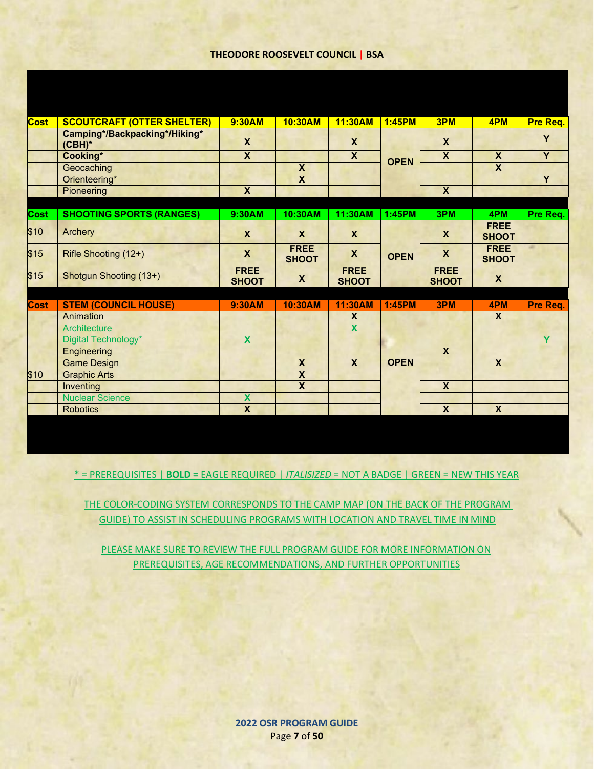| Cost | SCOUTCRAFT (OTTER SHELTER) | 9:30AM | 10:30AM | 11:30AM | 1:45PM | 3PM | 4PM | Pre Req. |
|---|---|---|---|---|---|---|---|---|
| | **Camping*/Backpacking*/Hiking* (CBH)*** | X | | X | OPEN | X | | Y |
| | **Cooking*** | X | | X | | X | X | Y |
| | Geocaching | | X | | | | X | |
| | Orienteering* | | X | | | | | Y |
| | Pioneering | X | | | | X | | |

| Cost | SHOOTING SPORTS (RANGES) | 9:30AM | 10:30AM | 11:30AM | 1:45PM | 3PM | 4PM | Pre Req. |
|---|---|---|---|---|---|---|---|---|
| $10 | Archery | X | X | X | OPEN | X | FREE SHOOT | |
| $15 | Rifle Shooting (12+) | X | FREE SHOOT | X | | X | FREE SHOOT | |
| $15 | Shotgun Shooting (13+) | FREE SHOOT | X | FREE SHOOT | | FREE SHOOT | X | |

| Cost | STEM (COUNCIL HOUSE) | 9:30AM | 10:30AM | 11:30AM | 1:45PM | 3PM | 4PM | Pre Req. |
|---|---|---|---|---|---|---|---|---|
| | Animation | | | X | OPEN | | X | |
| | Architecture | | | X | | | | |
| | Digital Technology* | X | | | | | | Y |
| | Engineering | | | | | X | | |
| | Game Design | | X | X | | | X | |
| $10 | Graphic Arts | | X | | | | | |
| | Inventing | | X | | | X | | |
| | Nuclear Science | X | | | | | | |
| | Robotics | X | | | | X | X | |

\* = PREREQUISITES | **BOLD** = EAGLE REQUIRED | *ITALISIZED* = NOT A BADGE | GREEN = NEW THIS YEAR

THE COLOR-CODING SYSTEM CORRESPONDS TO THE CAMP MAP (ON THE BACK OF THE PROGRAM GUIDE) TO ASSIST IN SCHEDULING PROGRAMS WITH LOCATION AND TRAVEL TIME IN MIND

PLEASE MAKE SURE TO REVIEW THE FULL PROGRAM GUIDE FOR MORE INFORMATION ON PREREQUISITES, AGE RECOMMENDATIONS, AND FURTHER OPPORTUNITIES